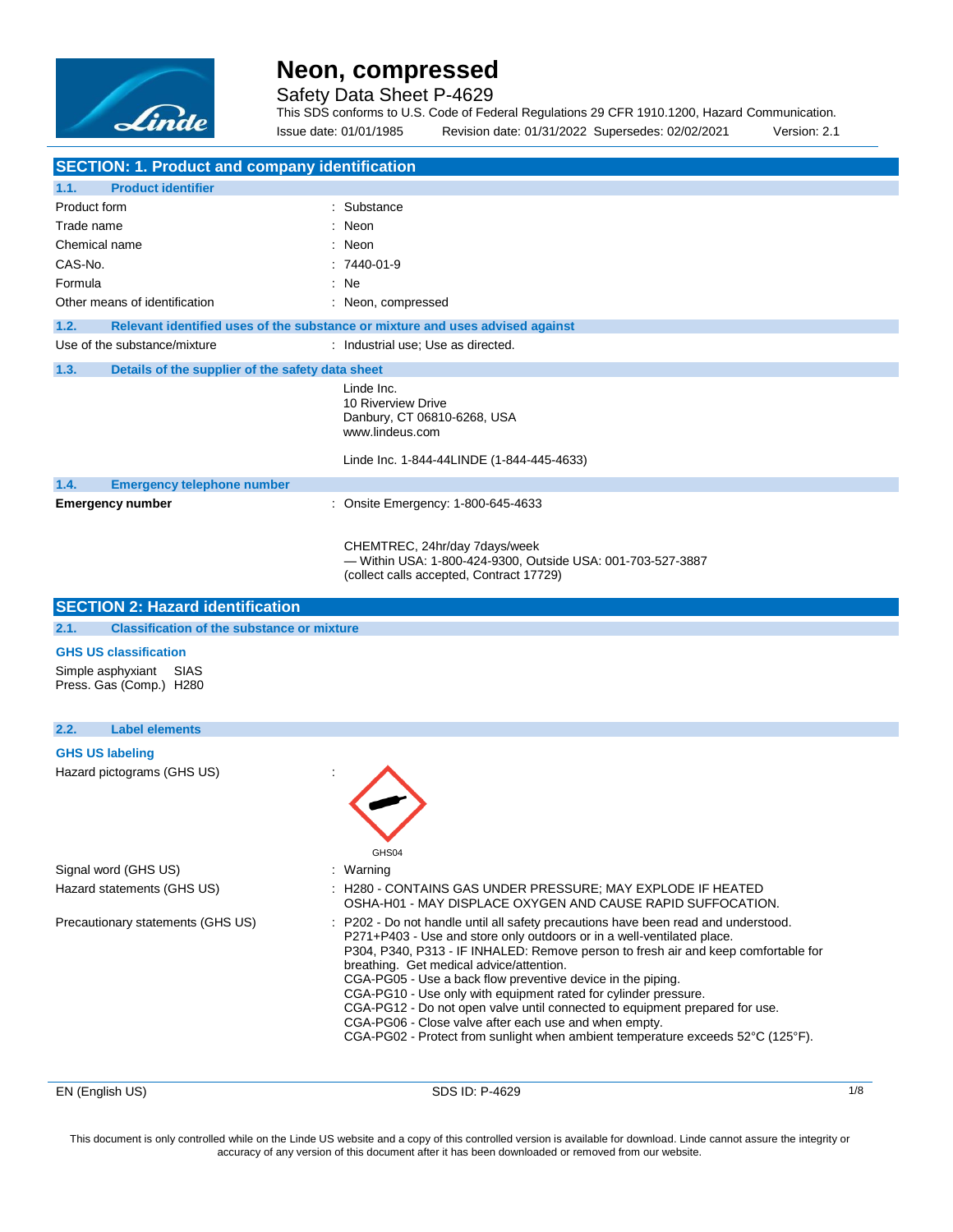# Neon, compressed

Safety Data Sheet P-4629

This SDS conforms to U.S. Code of Federal Regulations 29 CFR 1910.1200, Hazard Communication.

Issue date: 01/01/1985 Revision date: 01/31/2022 Supersedes: 02/02/2021 Version: 2.1

## SECTION: 1. Product and company identification

### 1.1. Product identifier

| | |
|---|---|
| Product form | : Substance |
| Trade name | : Neon |
| Chemical name | : Neon |
| CAS-No. | : 7440-01-9 |
| Formula | : Ne |
| Other means of identification | : Neon, compressed |

### 1.2. Relevant identified uses of the substance or mixture and uses advised against

Use of the substance/mixture : Industrial use; Use as directed.

### 1.3. Details of the supplier of the safety data sheet

Linde Inc.
10 Riverview Drive
Danbury, CT 06810-6268, USA
www.lindeus.com

Linde Inc. 1-844-44LINDE (1-844-445-4633)

### 1.4. Emergency telephone number

**Emergency number** : Onsite Emergency: 1-800-645-4633

CHEMTREC, 24hr/day 7days/week
— Within USA: 1-800-424-9300, Outside USA: 001-703-527-3887
(collect calls accepted, Contract 17729)

## SECTION 2: Hazard identification

### 2.1. Classification of the substance or mixture

**GHS US classification**

Simple asphyxiant SIAS
Press. Gas (Comp.) H280

### 2.2. Label elements

**GHS US labeling**

Hazard pictograms (GHS US) :

GHS04

| | |
|---|---|
| Signal word (GHS US) | : Warning |
| Hazard statements (GHS US) | : H280 - CONTAINS GAS UNDER PRESSURE; MAY EXPLODE IF HEATED<br>OSHA-H01 - MAY DISPLACE OXYGEN AND CAUSE RAPID SUFFOCATION. |
| Precautionary statements (GHS US) | : P202 - Do not handle until all safety precautions have been read and understood.<br>P271+P403 - Use and store only outdoors or in a well-ventilated place.<br>P304, P340, P313 - IF INHALED: Remove person to fresh air and keep comfortable for breathing. Get medical advice/attention.<br>CGA-PG05 - Use a back flow preventive device in the piping.<br>CGA-PG10 - Use only with equipment rated for cylinder pressure.<br>CGA-PG12 - Do not open valve until connected to equipment prepared for use.<br>CGA-PG06 - Close valve after each use and when empty.<br>CGA-PG02 - Protect from sunlight when ambient temperature exceeds 52°C (125°F). |

This document is only controlled while on the Linde US website and a copy of this controlled version is available for download. Linde cannot assure the integrity or accuracy of any version of this document after it has been downloaded or removed from our website.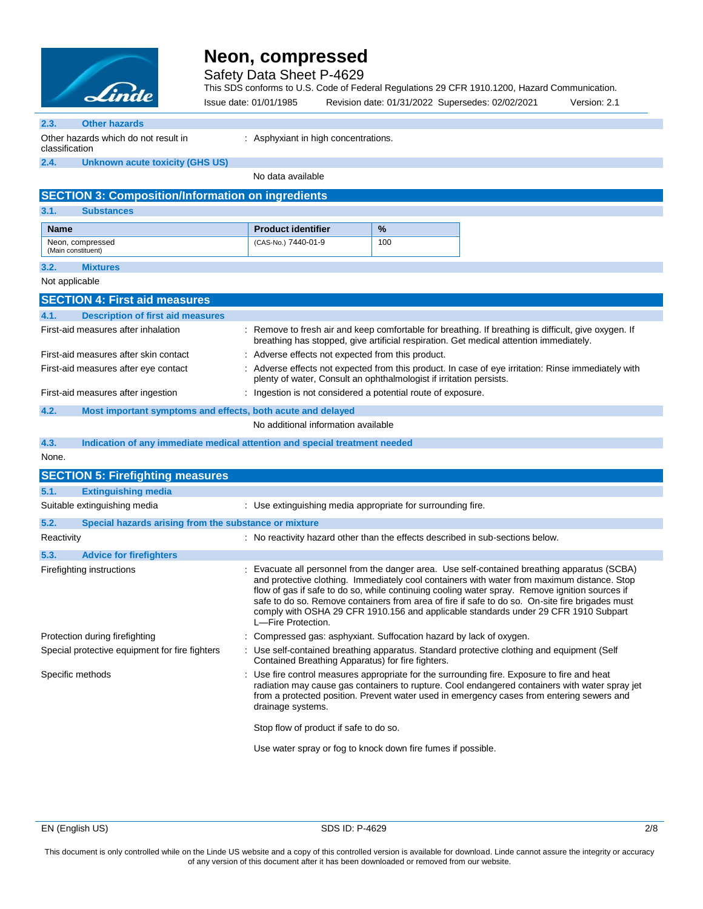### 2.3. Other hazards

Other hazards which do not result in classification : Asphyxiant in high concentrations.

### 2.4. Unknown acute toxicity (GHS US)

No data available

## SECTION 3: Composition/Information on ingredients

### 3.1. Substances

| Name | Product identifier | % |
|---|---|---|
| Neon, compressed (Main constituent) | (CAS-No.) 7440-01-9 | 100 |

### 3.2. Mixtures

Not applicable

## SECTION 4: First aid measures

### 4.1. Description of first aid measures

First-aid measures after inhalation : Remove to fresh air and keep comfortable for breathing. If breathing is difficult, give oxygen. If breathing has stopped, give artificial respiration. Get medical attention immediately.

First-aid measures after skin contact : Adverse effects not expected from this product.

First-aid measures after eye contact : Adverse effects not expected from this product. In case of eye irritation: Rinse immediately with plenty of water, Consult an ophthalmologist if irritation persists.

First-aid measures after ingestion : Ingestion is not considered a potential route of exposure.

### 4.2. Most important symptoms and effects, both acute and delayed

No additional information available

### 4.3. Indication of any immediate medical attention and special treatment needed

None.

## SECTION 5: Firefighting measures

### 5.1. Extinguishing media

Suitable extinguishing media : Use extinguishing media appropriate for surrounding fire.

### 5.2. Special hazards arising from the substance or mixture

Reactivity : No reactivity hazard other than the effects described in sub-sections below.

### 5.3. Advice for firefighters

Firefighting instructions : Evacuate all personnel from the danger area. Use self-contained breathing apparatus (SCBA) and protective clothing. Immediately cool containers with water from maximum distance. Stop flow of gas if safe to do so, while continuing cooling water spray. Remove ignition sources if safe to do so. Remove containers from area of fire if safe to do so. On-site fire brigades must comply with OSHA 29 CFR 1910.156 and applicable standards under 29 CFR 1910 Subpart L—Fire Protection.

Protection during firefighting : Compressed gas: asphyxiant. Suffocation hazard by lack of oxygen.

Special protective equipment for fire fighters : Use self-contained breathing apparatus. Standard protective clothing and equipment (Self Contained Breathing Apparatus) for fire fighters.

Specific methods : Use fire control measures appropriate for the surrounding fire. Exposure to fire and heat radiation may cause gas containers to rupture. Cool endangered containers with water spray jet from a protected position. Prevent water used in emergency cases from entering sewers and drainage systems.

Stop flow of product if safe to do so.

Use water spray or fog to knock down fire fumes if possible.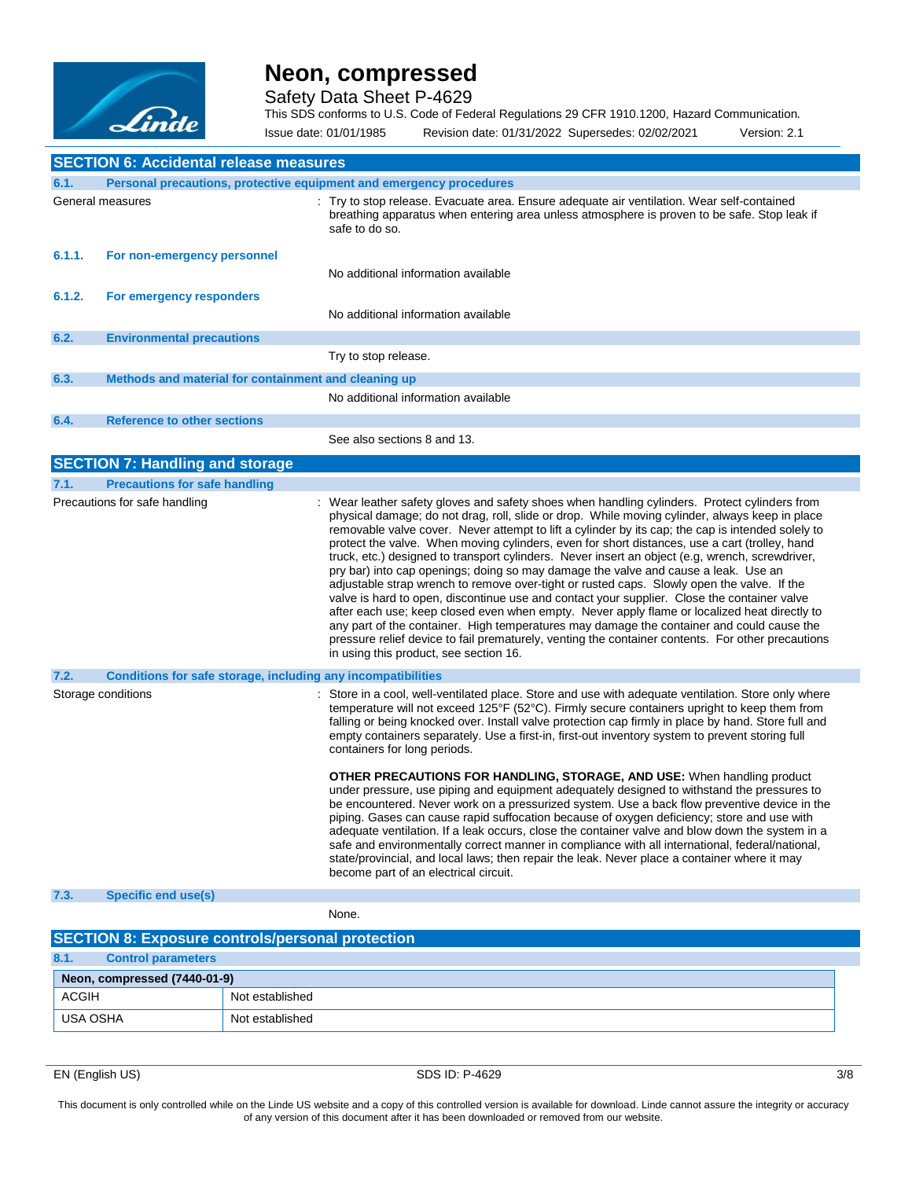## SECTION 6: Accidental release measures

### 6.1. Personal precautions, protective equipment and emergency procedures

General measures : Try to stop release. Evacuate area. Ensure adequate air ventilation. Wear self-contained breathing apparatus when entering area unless atmosphere is proven to be safe. Stop leak if safe to do so.

#### 6.1.1. For non-emergency personnel

No additional information available

#### 6.1.2. For emergency responders

No additional information available

### 6.2. Environmental precautions

Try to stop release.

### 6.3. Methods and material for containment and cleaning up

No additional information available

### 6.4. Reference to other sections

See also sections 8 and 13.

## SECTION 7: Handling and storage

### 7.1. Precautions for safe handling

Precautions for safe handling : Wear leather safety gloves and safety shoes when handling cylinders. Protect cylinders from physical damage; do not drag, roll, slide or drop. While moving cylinder, always keep in place removable valve cover. Never attempt to lift a cylinder by its cap; the cap is intended solely to protect the valve. When moving cylinders, even for short distances, use a cart (trolley, hand truck, etc.) designed to transport cylinders. Never insert an object (e.g, wrench, screwdriver, pry bar) into cap openings; doing so may damage the valve and cause a leak. Use an adjustable strap wrench to remove over-tight or rusted caps. Slowly open the valve. If the valve is hard to open, discontinue use and contact your supplier. Close the container valve after each use; keep closed even when empty. Never apply flame or localized heat directly to any part of the container. High temperatures may damage the container and could cause the pressure relief device to fail prematurely, venting the container contents. For other precautions in using this product, see section 16.

### 7.2. Conditions for safe storage, including any incompatibilities

Storage conditions : Store in a cool, well-ventilated place. Store and use with adequate ventilation. Store only where temperature will not exceed 125°F (52°C). Firmly secure containers upright to keep them from falling or being knocked over. Install valve protection cap firmly in place by hand. Store full and empty containers separately. Use a first-in, first-out inventory system to prevent storing full containers for long periods.

**OTHER PRECAUTIONS FOR HANDLING, STORAGE, AND USE:** When handling product under pressure, use piping and equipment adequately designed to withstand the pressures to be encountered. Never work on a pressurized system. Use a back flow preventive device in the piping. Gases can cause rapid suffocation because of oxygen deficiency; store and use with adequate ventilation. If a leak occurs, close the container valve and blow down the system in a safe and environmentally correct manner in compliance with all international, federal/national, state/provincial, and local laws; then repair the leak. Never place a container where it may become part of an electrical circuit.

### 7.3. Specific end use(s)

None.

## SECTION 8: Exposure controls/personal protection

### 8.1. Control parameters

| Neon, compressed (7440-01-9) | |
|---|---|
| ACGIH | Not established |
| USA OSHA | Not established |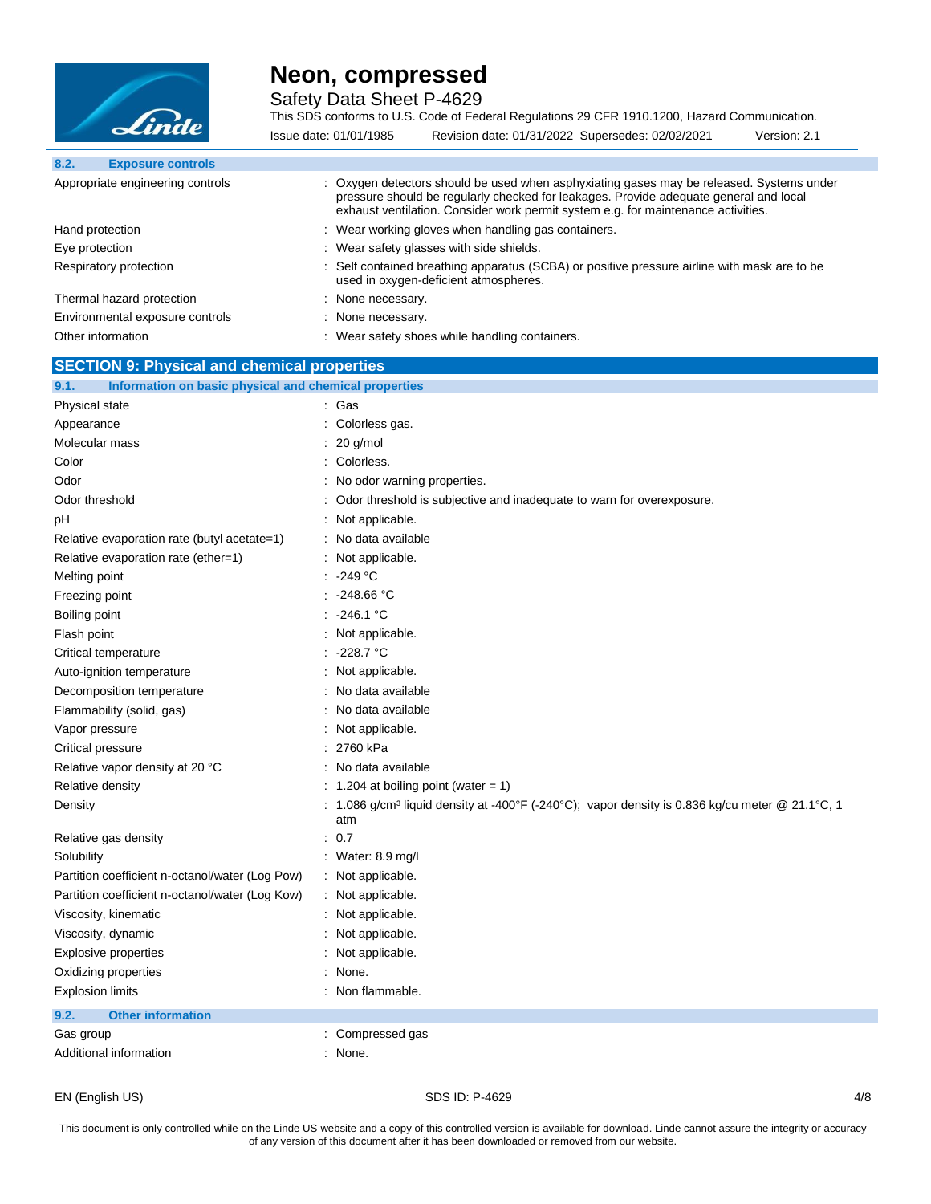### 8.2. Exposure controls

| | |
|---|---|
| Appropriate engineering controls | : Oxygen detectors should be used when asphyxiating gases may be released. Systems under pressure should be regularly checked for leakages. Provide adequate general and local exhaust ventilation. Consider work permit system e.g. for maintenance activities. |
| Hand protection | : Wear working gloves when handling gas containers. |
| Eye protection | : Wear safety glasses with side shields. |
| Respiratory protection | : Self contained breathing apparatus (SCBA) or positive pressure airline with mask are to be used in oxygen-deficient atmospheres. |
| Thermal hazard protection | : None necessary. |
| Environmental exposure controls | : None necessary. |
| Other information | : Wear safety shoes while handling containers. |

## SECTION 9: Physical and chemical properties

### 9.1. Information on basic physical and chemical properties

| | |
|---|---|
| Physical state | : Gas |
| Appearance | : Colorless gas. |
| Molecular mass | : 20 g/mol |
| Color | : Colorless. |
| Odor | : No odor warning properties. |
| Odor threshold | : Odor threshold is subjective and inadequate to warn for overexposure. |
| pH | : Not applicable. |
| Relative evaporation rate (butyl acetate=1) | : No data available |
| Relative evaporation rate (ether=1) | : Not applicable. |
| Melting point | : -249 °C |
| Freezing point | : -248.66 °C |
| Boiling point | : -246.1 °C |
| Flash point | : Not applicable. |
| Critical temperature | : -228.7 °C |
| Auto-ignition temperature | : Not applicable. |
| Decomposition temperature | : No data available |
| Flammability (solid, gas) | : No data available |
| Vapor pressure | : Not applicable. |
| Critical pressure | : 2760 kPa |
| Relative vapor density at 20 °C | : No data available |
| Relative density | : 1.204 at boiling point (water = 1) |
| Density | : 1.086 g/cm³ liquid density at -400°F (-240°C); vapor density is 0.836 kg/cu meter @ 21.1°C, 1 atm |
| Relative gas density | : 0.7 |
| Solubility | : Water: 8.9 mg/l |
| Partition coefficient n-octanol/water (Log Pow) | : Not applicable. |
| Partition coefficient n-octanol/water (Log Kow) | : Not applicable. |
| Viscosity, kinematic | : Not applicable. |
| Viscosity, dynamic | : Not applicable. |
| Explosive properties | : Not applicable. |
| Oxidizing properties | : None. |
| Explosion limits | : Non flammable. |

### 9.2. Other information

| | |
|---|---|
| Gas group | : Compressed gas |
| Additional information | : None. |

This document is only controlled while on the Linde US website and a copy of this controlled version is available for download. Linde cannot assure the integrity or accuracy of any version of this document after it has been downloaded or removed from our website.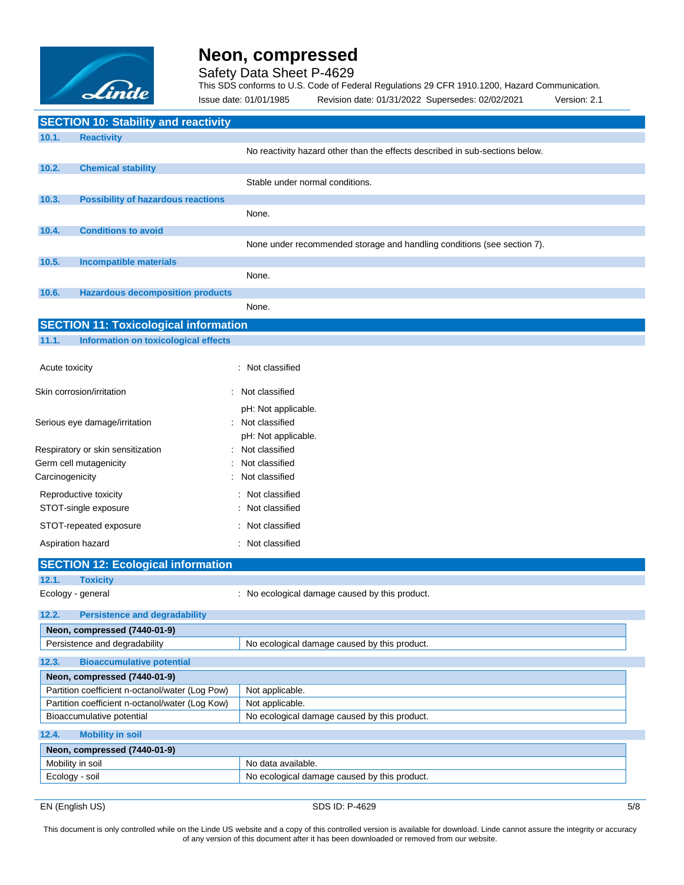## SECTION 10: Stability and reactivity

### 10.1. Reactivity

No reactivity hazard other than the effects described in sub-sections below.

### 10.2. Chemical stability

Stable under normal conditions.

### 10.3. Possibility of hazardous reactions

None.

### 10.4. Conditions to avoid

None under recommended storage and handling conditions (see section 7).

### 10.5. Incompatible materials

None.

### 10.6. Hazardous decomposition products

None.

## SECTION 11: Toxicological information

### 11.1. Information on toxicological effects

Acute toxicity : Not classified

Skin corrosion/irritation : Not classified
pH: Not applicable.

Serious eye damage/irritation : Not classified
pH: Not applicable.

Respiratory or skin sensitization : Not classified

Germ cell mutagenicity : Not classified

Carcinogenicity : Not classified

Reproductive toxicity : Not classified

STOT-single exposure : Not classified

STOT-repeated exposure : Not classified

Aspiration hazard : Not classified

## SECTION 12: Ecological information

### 12.1. Toxicity

Ecology - general : No ecological damage caused by this product.

### 12.2. Persistence and degradability

| Neon, compressed (7440-01-9) | |
|---|---|
| Persistence and degradability | No ecological damage caused by this product. |

### 12.3. Bioaccumulative potential

| Neon, compressed (7440-01-9) | |
|---|---|
| Partition coefficient n-octanol/water (Log Pow) | Not applicable. |
| Partition coefficient n-octanol/water (Log Kow) | Not applicable. |
| Bioaccumulative potential | No ecological damage caused by this product. |

### 12.4. Mobility in soil

| Neon, compressed (7440-01-9) | |
|---|---|
| Mobility in soil | No data available. |
| Ecology - soil | No ecological damage caused by this product. |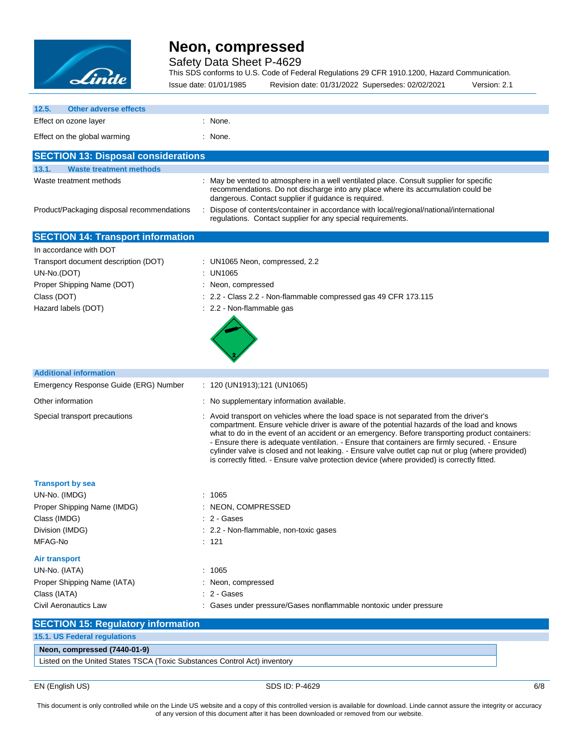### 12.5. Other adverse effects

| | |
|---|---|
| Effect on ozone layer | : None. |
| Effect on the global warming | : None. |

## SECTION 13: Disposal considerations

### 13.1. Waste treatment methods

| | |
|---|---|
| Waste treatment methods | : May be vented to atmosphere in a well ventilated place. Consult supplier for specific recommendations. Do not discharge into any place where its accumulation could be dangerous. Contact supplier if guidance is required. |
| Product/Packaging disposal recommendations | : Dispose of contents/container in accordance with local/regional/national/international regulations. Contact supplier for any special requirements. |

## SECTION 14: Transport information

In accordance with DOT

| | |
|---|---|
| Transport document description (DOT) | : UN1065 Neon, compressed, 2.2 |
| UN-No.(DOT) | : UN1065 |
| Proper Shipping Name (DOT) | : Neon, compressed |
| Class (DOT) | : 2.2 - Class 2.2 - Non-flammable compressed gas 49 CFR 173.115 |
| Hazard labels (DOT) | : 2.2 - Non-flammable gas |

### Additional information

| | |
|---|---|
| Emergency Response Guide (ERG) Number | : 120 (UN1913);121 (UN1065) |
| Other information | : No supplementary information available. |
| Special transport precautions | : Avoid transport on vehicles where the load space is not separated from the driver's compartment. Ensure vehicle driver is aware of the potential hazards of the load and knows what to do in the event of an accident or an emergency. Before transporting product containers: - Ensure there is adequate ventilation. - Ensure that containers are firmly secured. - Ensure cylinder valve is closed and not leaking. - Ensure valve outlet cap nut or plug (where provided) is correctly fitted. - Ensure valve protection device (where provided) is correctly fitted. |

### Transport by sea

| | |
|---|---|
| UN-No. (IMDG) | : 1065 |
| Proper Shipping Name (IMDG) | : NEON, COMPRESSED |
| Class (IMDG) | : 2 - Gases |
| Division (IMDG) | : 2.2 - Non-flammable, non-toxic gases |
| MFAG-No | : 121 |

### Air transport

| | |
|---|---|
| UN-No. (IATA) | : 1065 |
| Proper Shipping Name (IATA) | : Neon, compressed |
| Class (IATA) | : 2 - Gases |
| Civil Aeronautics Law | : Gases under pressure/Gases nonflammable nontoxic under pressure |

## SECTION 15: Regulatory information

### 15.1. US Federal regulations

| **Neon, compressed (7440-01-9)** |
|---|
| Listed on the United States TSCA (Toxic Substances Control Act) inventory |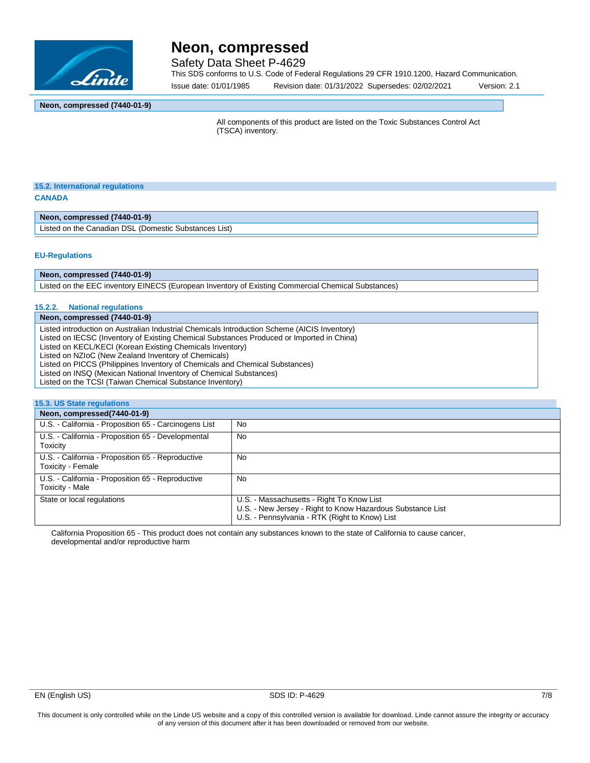| Neon, compressed (7440-01-9) |
|---|
| All components of this product are listed on the Toxic Substances Control Act (TSCA) inventory. |

### 15.2. International regulations

**CANADA**

| Neon, compressed (7440-01-9) |
|---|
| Listed on the Canadian DSL (Domestic Substances List) |

**EU-Regulations**

| Neon, compressed (7440-01-9) |
|---|
| Listed on the EEC inventory EINECS (European Inventory of Existing Commercial Chemical Substances) |

#### 15.2.2. National regulations

| Neon, compressed (7440-01-9) |
|---|
| Listed introduction on Australian Industrial Chemicals Introduction Scheme (AICIS Inventory)<br>Listed on IECSC (Inventory of Existing Chemical Substances Produced or Imported in China)<br>Listed on KECL/KECI (Korean Existing Chemicals Inventory)<br>Listed on NZIoC (New Zealand Inventory of Chemicals)<br>Listed on PICCS (Philippines Inventory of Chemicals and Chemical Substances)<br>Listed on INSQ (Mexican National Inventory of Chemical Substances)<br>Listed on the TCSI (Taiwan Chemical Substance Inventory) |

### 15.3. US State regulations

| Neon, compressed(7440-01-9) | |
|---|---|
| U.S. - California - Proposition 65 - Carcinogens List | No |
| U.S. - California - Proposition 65 - Developmental Toxicity | No |
| U.S. - California - Proposition 65 - Reproductive Toxicity - Female | No |
| U.S. - California - Proposition 65 - Reproductive Toxicity - Male | No |
| State or local regulations | U.S. - Massachusetts - Right To Know List<br>U.S. - New Jersey - Right to Know Hazardous Substance List<br>U.S. - Pennsylvania - RTK (Right to Know) List |

California Proposition 65 - This product does not contain any substances known to the state of California to cause cancer, developmental and/or reproductive harm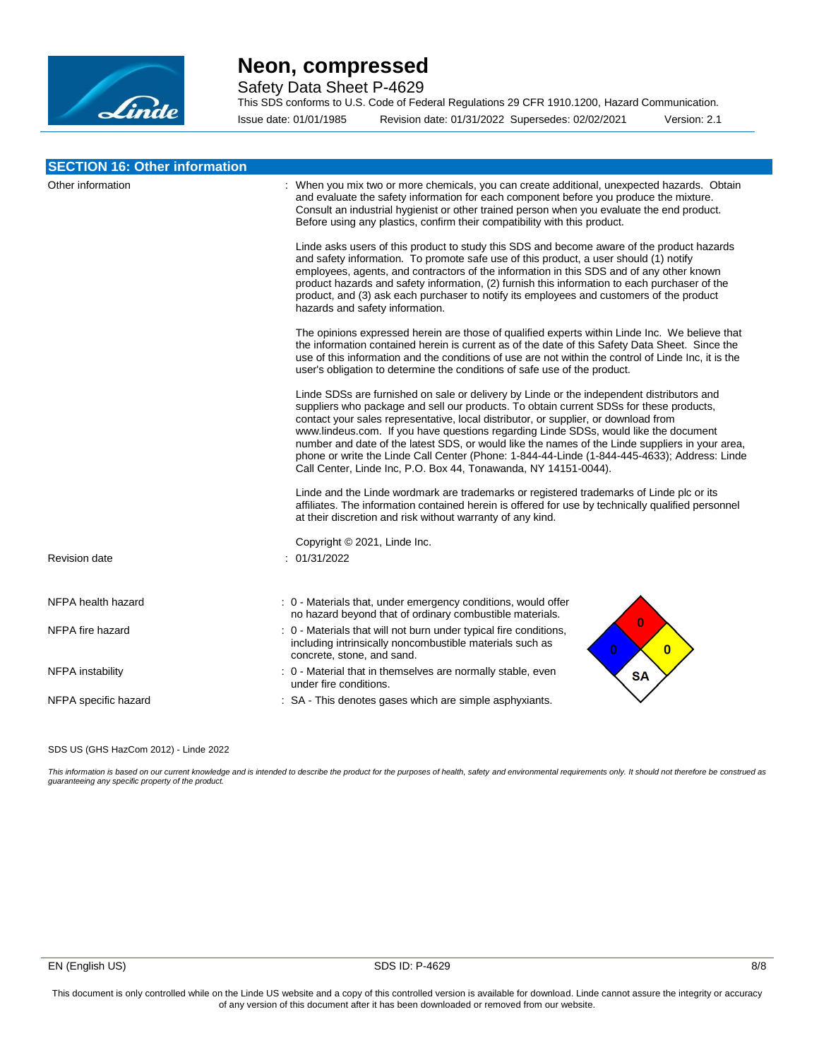## SECTION 16: Other information

Other information : When you mix two or more chemicals, you can create additional, unexpected hazards. Obtain and evaluate the safety information for each component before you produce the mixture. Consult an industrial hygienist or other trained person when you evaluate the end product. Before using any plastics, confirm their compatibility with this product.

Linde asks users of this product to study this SDS and become aware of the product hazards and safety information. To promote safe use of this product, a user should (1) notify employees, agents, and contractors of the information in this SDS and of any other known product hazards and safety information, (2) furnish this information to each purchaser of the product, and (3) ask each purchaser to notify its employees and customers of the product hazards and safety information.

The opinions expressed herein are those of qualified experts within Linde Inc. We believe that the information contained herein is current as of the date of this Safety Data Sheet. Since the use of this information and the conditions of use are not within the control of Linde Inc, it is the user's obligation to determine the conditions of safe use of the product.

Linde SDSs are furnished on sale or delivery by Linde or the independent distributors and suppliers who package and sell our products. To obtain current SDSs for these products, contact your sales representative, local distributor, or supplier, or download from www.lindeus.com. If you have questions regarding Linde SDSs, would like the document number and date of the latest SDS, or would like the names of the Linde suppliers in your area, phone or write the Linde Call Center (Phone: 1-844-44-Linde (1-844-445-4633); Address: Linde Call Center, Linde Inc, P.O. Box 44, Tonawanda, NY 14151-0044).

Linde and the Linde wordmark are trademarks or registered trademarks of Linde plc or its affiliates. The information contained herein is offered for use by technically qualified personnel at their discretion and risk without warranty of any kind.

Copyright © 2021, Linde Inc.

Revision date : 01/31/2022

NFPA health hazard : 0 - Materials that, under emergency conditions, would offer no hazard beyond that of ordinary combustible materials.

NFPA fire hazard : 0 - Materials that will not burn under typical fire conditions, including intrinsically noncombustible materials such as concrete, stone, and sand.

NFPA instability : 0 - Material that in themselves are normally stable, even under fire conditions.

NFPA specific hazard : SA - This denotes gases which are simple asphyxiants.

0
0
0
SA

SDS US (GHS HazCom 2012) - Linde 2022

*This information is based on our current knowledge and is intended to describe the product for the purposes of health, safety and environmental requirements only. It should not therefore be construed as guaranteeing any specific property of the product.*